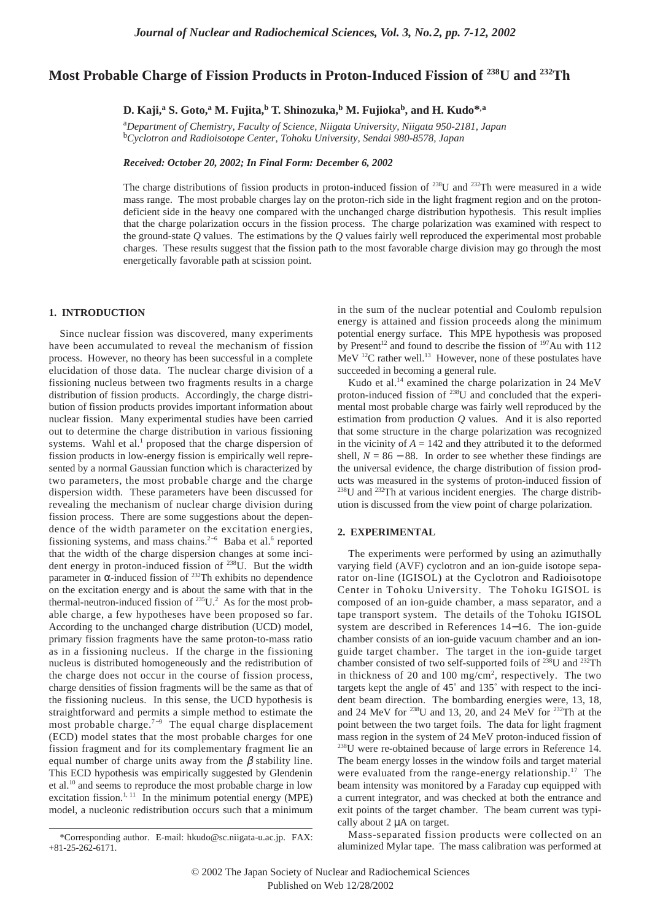# Most Probable Charge of Fission Products in Proton-Induced Fission of $^{238}$U and $^{232}$Th

**D. Kaji,[a] S. Goto,[a] M. Fujita,[b] T. Shinozuka,[b] M. Fujioka[b], and H. Kudo*,[a]**

[a]*Department of Chemistry, Faculty of Science, Niigata University, Niigata 950-2181, Japan*
[b]*Cyclotron and Radioisotope Center, Tohoku University, Sendai 980-8578, Japan*

***Received: October 20, 2002; In Final Form: December 6, 2002***

The charge distributions of fission products in proton-induced fission of $^{238}$U and $^{232}$Th were measured in a wide mass range. The most probable charges lay on the proton-rich side in the light fragment region and on the proton-deficient side in the heavy one compared with the unchanged charge distribution hypothesis. This result implies that the charge polarization occurs in the fission process. The charge polarization was examined with respect to the ground-state $Q$ values. The estimations by the $Q$ values fairly well reproduced the experimental most probable charges. These results suggest that the fission path to the most favorable charge division may go through the most energetically favorable path at scission point.

## 1. INTRODUCTION

Since nuclear fission was discovered, many experiments have been accumulated to reveal the mechanism of fission process. However, no theory has been successful in a complete elucidation of those data. The nuclear charge division of a fissioning nucleus between two fragments results in a charge distribution of fission products. Accordingly, the charge distribution of fission products provides important information about nuclear fission. Many experimental studies have been carried out to determine the charge distribution in various fissioning systems. Wahl et al.[1] proposed that the charge dispersion of fission products in low-energy fission is empirically well represented by a normal Gaussian function which is characterized by two parameters, the most probable charge and the charge dispersion width. These parameters have been discussed for revealing the mechanism of nuclear charge division during fission process. There are some suggestions about the dependence of the width parameter on the excitation energies, fissioning systems, and mass chains.[2−6] Baba et al.[6] reported that the width of the charge dispersion changes at some incident energy in proton-induced fission of $^{238}$U. But the width parameter in α-induced fission of $^{232}$Th exhibits no dependence on the excitation energy and is about the same with that in the thermal-neutron-induced fission of $^{235}$U.[2] As for the most probable charge, a few hypotheses have been proposed so far. According to the unchanged charge distribution (UCD) model, primary fission fragments have the same proton-to-mass ratio as in a fissioning nucleus. If the charge in the fissioning nucleus is distributed homogeneously and the redistribution of the charge does not occur in the course of fission process, charge densities of fission fragments will be the same as that of the fissioning nucleus. In this sense, the UCD hypothesis is straightforward and permits a simple method to estimate the most probable charge.[7−9] The equal charge displacement (ECD) model states that the most probable charges for one fission fragment and for its complementary fragment lie an equal number of charge units away from the $\beta$ stability line. This ECD hypothesis was empirically suggested by Glendenin et al.[10] and seems to reproduce the most probable charge in low excitation fission.[1, 11] In the minimum potential energy (MPE) model, a nucleonic redistribution occurs such that a minimum in the sum of the nuclear potential and Coulomb repulsion energy is attained and fission proceeds along the minimum potential energy surface. This MPE hypothesis was proposed by Present[12] and found to describe the fission of $^{197}$Au with 112 MeV $^{12}$C rather well.[13] However, none of these postulates have succeeded in becoming a general rule.

Kudo et al.[14] examined the charge polarization in 24 MeV proton-induced fission of $^{238}$U and concluded that the experimental most probable charge was fairly well reproduced by the estimation from production $Q$ values. And it is also reported that some structure in the charge polarization was recognized in the vicinity of $A = 142$ and they attributed it to the deformed shell, $N = 86 - 88$. In order to see whether these findings are the universal evidence, the charge distribution of fission products was measured in the systems of proton-induced fission of $^{238}$U and $^{232}$Th at various incident energies. The charge distribution is discussed from the view point of charge polarization.

## 2. EXPERIMENTAL

The experiments were performed by using an azimuthally varying field (AVF) cyclotron and an ion-guide isotope separator on-line (IGISOL) at the Cyclotron and Radioisotope Center in Tohoku University. The Tohoku IGISOL is composed of an ion-guide chamber, a mass separator, and a tape transport system. The details of the Tohoku IGISOL system are described in References 14−16. The ion-guide chamber consists of an ion-guide vacuum chamber and an ion-guide target chamber. The target in the ion-guide target chamber consisted of two self-supported foils of $^{238}$U and $^{232}$Th in thickness of 20 and 100 mg/cm$^2$, respectively. The two targets kept the angle of 45˚ and 135˚ with respect to the incident beam direction. The bombarding energies were, 13, 18, and 24 MeV for $^{238}$U and 13, 20, and 24 MeV for $^{232}$Th at the point between the two target foils. The data for light fragment mass region in the system of 24 MeV proton-induced fission of $^{238}$U were re-obtained because of large errors in Reference 14. The beam energy losses in the window foils and target material were evaluated from the range-energy relationship.[17] The beam intensity was monitored by a Faraday cup equipped with a current integrator, and was checked at both the entrance and exit points of the target chamber. The beam current was typically about 2 μA on target.

Mass-separated fission products were collected on an aluminized Mylar tape. The mass calibration was performed at

*Corresponding author. E-mail: hkudo@sc.niigata-u.ac.jp. FAX: +81-25-262-6171.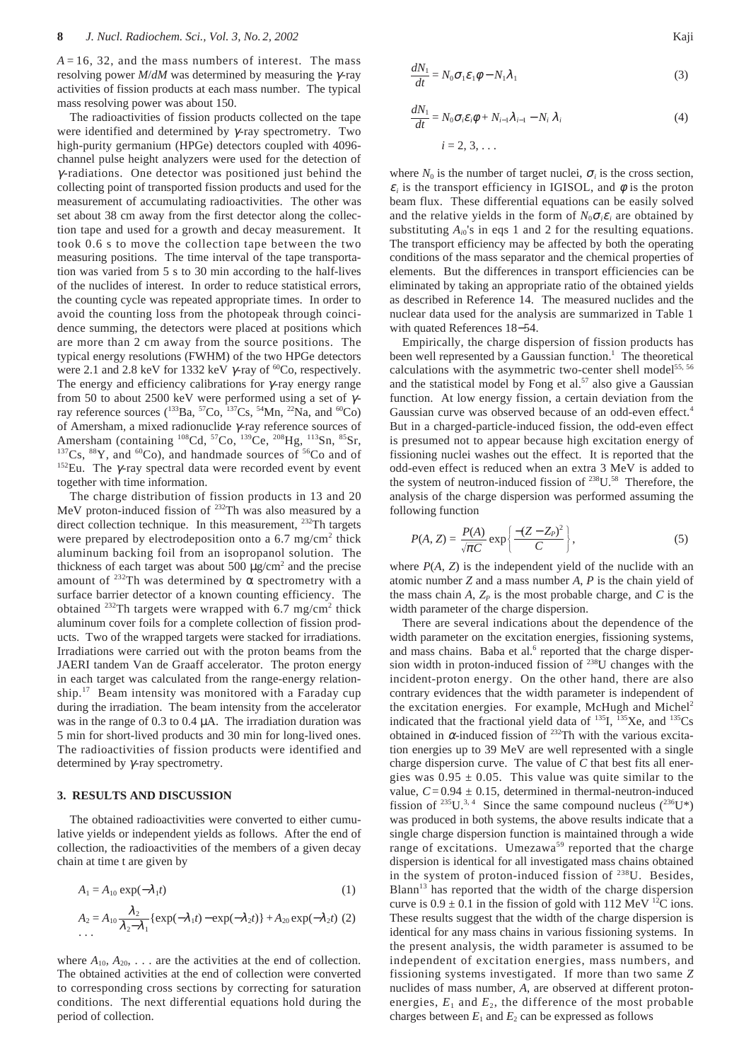$A = 16$, 32, and the mass numbers of interest. The mass resolving power $M/dM$ was determined by measuring the $\gamma$-ray activities of fission products at each mass number. The typical mass resolving power was about 150.

The radioactivities of fission products collected on the tape were identified and determined by $\gamma$-ray spectrometry. Two high-purity germanium (HPGe) detectors coupled with 4096-channel pulse height analyzers were used for the detection of $\gamma$-radiations. One detector was positioned just behind the collecting point of transported fission products and used for the measurement of accumulating radioactivities. The other was set about 38 cm away from the first detector along the collection tape and used for a growth and decay measurement. It took 0.6 s to move the collection tape between the two measuring positions. The time interval of the tape transportation was varied from 5 s to 30 min according to the half-lives of the nuclides of interest. In order to reduce statistical errors, the counting cycle was repeated appropriate times. In order to avoid the counting loss from the photopeak through coincidence summing, the detectors were placed at positions which are more than 2 cm away from the source positions. The typical energy resolutions (FWHM) of the two HPGe detectors were 2.1 and 2.8 keV for 1332 keV $\gamma$-ray of $^{60}Co$, respectively. The energy and efficiency calibrations for $\gamma$-ray energy range from 50 to about 2500 keV were performed using a set of $\gamma$-ray reference sources ($^{133}Ba$, $^{57}Co$, $^{137}Cs$, $^{54}Mn$, $^{22}Na$, and $^{60}Co$) of Amersham, a mixed radionuclide $\gamma$-ray reference sources of Amersham (containing $^{108}Cd$, $^{57}Co$, $^{139}Ce$, $^{208}Hg$, $^{113}Sn$, $^{85}Sr$, $^{137}Cs$, $^{88}Y$, and $^{60}Co$), and handmade sources of $^{56}Co$ and of $^{152}Eu$. The $\gamma$-ray spectral data were recorded event by event together with time information.

The charge distribution of fission products in 13 and 20 MeV proton-induced fission of $^{232}Th$ was also measured by a direct collection technique. In this measurement, $^{232}Th$ targets were prepared by electrodeposition onto a 6.7 mg/cm$^2$ thick aluminum backing foil from an isopropanol solution. The thickness of each target was about 500 $\mu$g/cm$^2$ and the precise amount of $^{232}Th$ was determined by $\alpha$ spectrometry with a surface barrier detector of a known counting efficiency. The obtained $^{232}Th$ targets were wrapped with 6.7 mg/cm$^2$ thick aluminum cover foils for a complete collection of fission products. Two of the wrapped targets were stacked for irradiations. Irradiations were carried out with the proton beams from the JAERI tandem Van de Graaff accelerator. The proton energy in each target was calculated from the range-energy relationship.[17] Beam intensity was monitored with a Faraday cup during the irradiation. The beam intensity from the accelerator was in the range of 0.3 to 0.4 $\mu$A. The irradiation duration was 5 min for short-lived products and 30 min for long-lived ones. The radioactivities of fission products were identified and determined by $\gamma$-ray spectrometry.

## 3. RESULTS AND DISCUSSION

The obtained radioactivities were converted to either cumulative yields or independent yields as follows. After the end of collection, the radioactivities of the members of a given decay chain at time t are given by

$$A_1 = A_{10}\exp(-\lambda_1 t) \tag{1}$$

$$A_2 = A_{10}\frac{\lambda_2}{\lambda_2-\lambda_1}\{\exp(-\lambda_1 t) - \exp(-\lambda_2 t)\} + A_{20}\exp(-\lambda_2 t) \tag{2}$$

. . .

where $A_{10}$, $A_{20}$, . . . are the activities at the end of collection. The obtained activities at the end of collection were converted to corresponding cross sections by correcting for saturation conditions. The next differential equations hold during the period of collection.

$$\frac{dN_1}{dt} = N_0\sigma_1\varepsilon_1\phi - N_1\lambda_1 \tag{3}$$

$$\frac{dN_1}{dt} = N_0\sigma_i\varepsilon_i\phi + N_{i-1}\lambda_{i-1} - N_i\lambda_i \tag{4}$$

$$i = 2, 3, \ldots$$

where $N_0$ is the number of target nuclei, $\sigma_i$ is the cross section, $\varepsilon_i$ is the transport efficiency in IGISOL, and $\phi$ is the proton beam flux. These differential equations can be easily solved and the relative yields in the form of $N_0\sigma_i\varepsilon_i$ are obtained by substituting $A_{i0}$'s in eqs 1 and 2 for the resulting equations. The transport efficiency may be affected by both the operating conditions of the mass separator and the chemical properties of elements. But the differences in transport efficiencies can be eliminated by taking an appropriate ratio of the obtained yields as described in Reference 14. The measured nuclides and the nuclear data used for the analysis are summarized in Table 1 with quated References 18−54.

Empirically, the charge dispersion of fission products has been well represented by a Gaussian function.[1] The theoretical calculations with the asymmetric two-center shell model[55, 56] and the statistical model by Fong et al.[57] also give a Gaussian function. At low energy fission, a certain deviation from the Gaussian curve was observed because of an odd-even effect.[4] But in a charged-particle-induced fission, the odd-even effect is presumed not to appear because high excitation energy of fissioning nuclei washes out the effect. It is reported that the odd-even effect is reduced when an extra 3 MeV is added to the system of neutron-induced fission of $^{238}U$.[58] Therefore, the analysis of the charge dispersion was performed assuming the following function

$$P(A, Z) = \frac{P(A)}{\sqrt{\pi C}}\exp\left\{\frac{-(Z-Z_P)^2}{C}\right\}, \tag{5}$$

where $P(A, Z)$ is the independent yield of the nuclide with an atomic number $Z$ and a mass number $A$, $P$ is the chain yield of the mass chain $A$, $Z_P$ is the most probable charge, and $C$ is the width parameter of the charge dispersion.

There are several indications about the dependence of the width parameter on the excitation energies, fissioning systems, and mass chains. Baba et al.[6] reported that the charge dispersion width in proton-induced fission of $^{238}U$ changes with the incident-proton energy. On the other hand, there are also contrary evidences that the width parameter is independent of the excitation energies. For example, McHugh and Michel[2] indicated that the fractional yield data of $^{135}I$, $^{135}Xe$, and $^{135}Cs$ obtained in $\alpha$-induced fission of $^{232}Th$ with the various excitation energies up to 39 MeV are well represented with a single charge dispersion curve. The value of $C$ that best fits all energies was $0.95 \pm 0.05$. This value was quite similar to the value, $C = 0.94 \pm 0.15$, determined in thermal-neutron-induced fission of $^{235}U$.[3, 4] Since the same compound nucleus ($^{236}U^*$) was produced in both systems, the above results indicate that a single charge dispersion function is maintained through a wide range of excitations. Umezawa[59] reported that the charge dispersion is identical for all investigated mass chains obtained in the system of proton-induced fission of $^{238}U$. Besides, Blann[13] has reported that the width of the charge dispersion curve is $0.9 \pm 0.1$ in the fission of gold with 112 MeV $^{12}C$ ions. These results suggest that the width of the charge dispersion is identical for any mass chains in various fissioning systems. In the present analysis, the width parameter is assumed to be independent of excitation energies, mass numbers, and fissioning systems investigated. If more than two same $Z$ nuclides of mass number, $A$, are observed at different proton-energies, $E_1$ and $E_2$, the difference of the most probable charges between $E_1$ and $E_2$ can be expressed as follows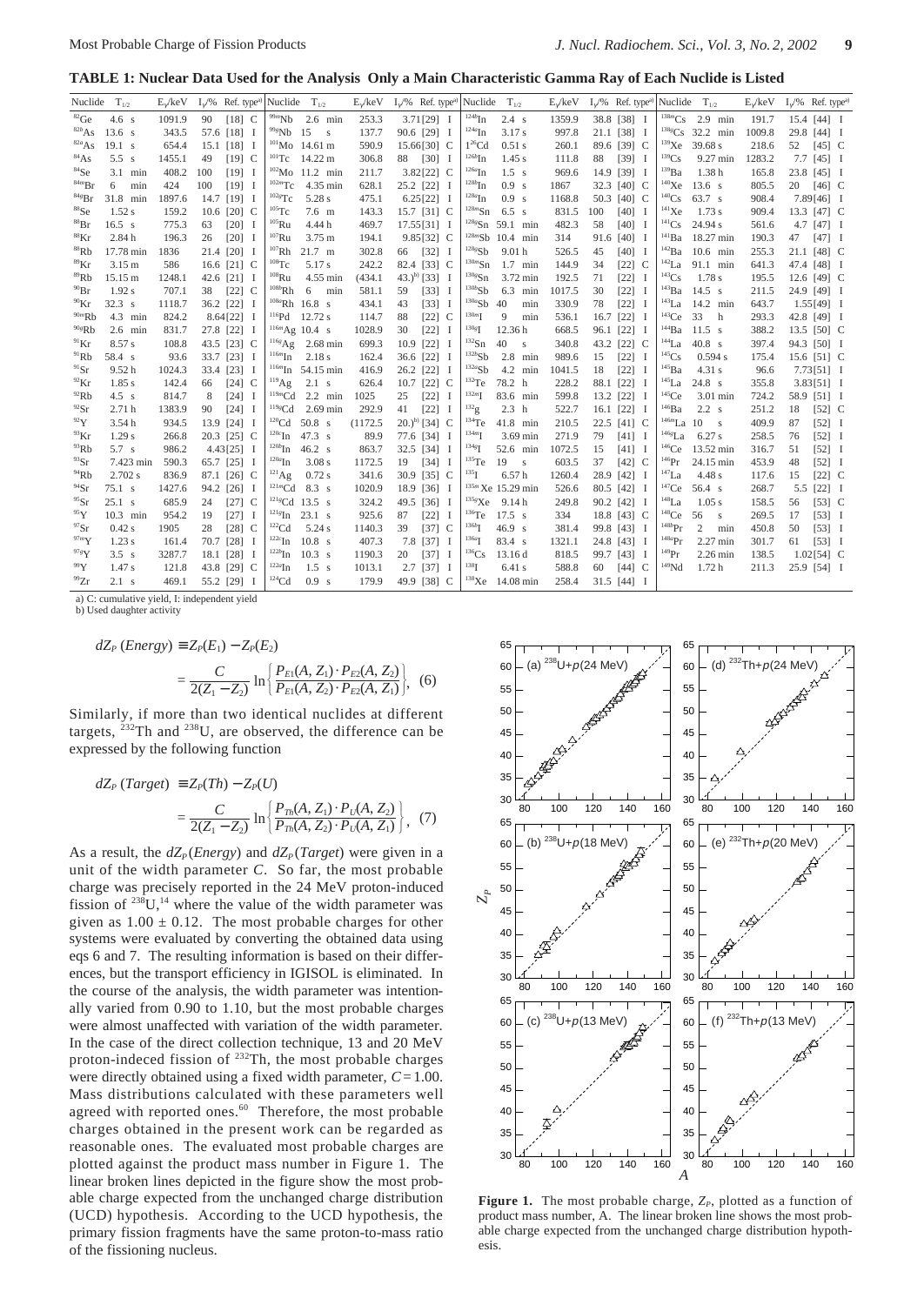**TABLE 1: Nuclear Data Used for the Analysis Only a Main Characteristic Gamma Ray of Each Nuclide is Listed**

| Nuclide | $T_{1/2}$ | $E_\gamma$/keV | $I_\gamma$/% | Ref. | type[a] | Nuclide | $T_{1/2}$ | $E_\gamma$/keV | $I_\gamma$/% | Ref. | type[a] | Nuclide | $T_{1/2}$ | $E_\gamma$/keV | $I_\gamma$/% | Ref. | type[a] | Nuclide | $T_{1/2}$ | $E_\gamma$/keV | $I_\gamma$/% | Ref. | type[a] |
|---|---|---|---|---|---|---|---|---|---|---|---|---|---|---|---|---|---|---|---|---|---|---|---|
| $^{82}$Ge | 4.6 s | 1091.9 | 90 | [18] | C | $^{99m}$Nb | 2.6 min | 253.3 | 3.71 | [29] | I | $^{124g}$In | 2.4 s | 1359.9 | 38.8 | [38] | I | $^{138m}$Cs | 2.9 min | 191.7 | 15.4 | [44] | I |
| $^{82g}$As | 13.6 s | 343.5 | 57.6 | [18] | I | $^{99g}$Nb | 15 s | 137.7 | 90.6 | [29] | I | $^{124m}$In | 3.17 s | 997.8 | 21.1 | [38] | I | $^{138g}$Cs | 32.2 min | 1009.8 | 29.8 | [44] | I |
| $^{82m}$As | 19.1 s | 654.4 | 15.1 | [18] | I | $^{101}$Mo | 14.61 m | 590.9 | 15.66 | [30] | C | $^{126}$Cd | 0.51 s | 260.1 | 89.6 | [39] | C | $^{139}$Xe | 39.68 s | 218.6 | 52 | [45] | C |
| $^{84}$As | 5.5 s | 1455.1 | 49 | [19] | C | $^{101}$Tc | 14.22 m | 306.8 | 88 | [30] | I | $^{126g}$In | 1.45 s | 111.8 | 88 | [39] | I | $^{139}$Cs | 9.27 min | 1283.2 | 7.7 | [45] | I |
| $^{84}$Se | 3.1 min | 408.2 | 100 | [19] | I | $^{102}$Mo | 11.2 min | 211.7 | 3.82 | [22] | C | $^{126m}$In | 1.5 s | 969.6 | 14.9 | [39] | I | $^{139}$Ba | 1.38 h | 165.8 | 23.8 | [45] | I |
| $^{84m}$Br | 6 min | 424 | 100 | [19] | I | $^{102m}$Tc | 4.35 min | 628.1 | 25.2 | [22] | I | $^{128}$In | 0.9 s | 1867 | 32.3 | [40] | C | $^{140}$Xe | 13.6 s | 805.5 | 20 | [46] | C |
| $^{84g}$Br | 31.8 min | 1897.6 | 14.7 | [19] | I | $^{102g}$Tc | 5.28 s | 475.1 | 6.25 | [22] | I | $^{128m}$In | 0.9 s | 1168.8 | 50.3 | [40] | C | $^{140}$Cs | 63.7 s | 908.4 | 7.89 | [46] | I |
| $^{88}$Se | 1.52 s | 159.2 | 10.6 | [20] | C | $^{105}$Tc | 7.6 m | 143.3 | 15.7 | [31] | C | $^{128m}$Sn | 6.5 s | 831.5 | 100 | [40] | I | $^{141}$Xe | 1.73 s | 909.4 | 13.3 | [47] | C |
| $^{88}$Br | 16.5 s | 775.3 | 63 | [20] | I | $^{105}$Ru | 4.44 h | 469.7 | 17.55 | [31] | I | $^{128g}$Sn | 59.1 min | 482.3 | 58 | [40] | I | $^{141}$Cs | 24.94 s | 561.6 | 4.7 | [47] | I |
| $^{88}$Kr | 2.84 h | 196.3 | 26 | [20] | I | $^{107}$Ru | 3.75 m | 194.1 | 9.85 | [32] | C | $^{128m}$Sb | 10.4 min | 314 | 91.6 | [40] | I | $^{141}$Ba | 18.27 min | 190.3 | 47 | [47] | I |
| $^{88}$Rb | 17.78 min | 1836 | 21.4 | [20] | I | $^{107}$Rh | 21.7 m | 302.8 | 66 | [32] | I | $^{128g}$Sb | 9.01 h | 526.5 | 45 | [40] | I | $^{142}$Ba | 10.6 min | 255.3 | 21.1 | [48] | C |
| $^{89}$Kr | 3.15 m | 586 | 16.6 | [21] | C | $^{108}$Tc | 5.17 s | 242.2 | 82.4 | [33] | C | $^{130m}$Sn | 1.7 min | 144.9 | 34 | [22] | C | $^{142}$La | 91.1 min | 641.3 | 47.4 | [48] | I |
| $^{89}$Rb | 15.15 m | 1248.1 | 42.6 | [21] | I | $^{108}$Ru | 4.55 min | (434.1 | 43.)[b] | [33] | I | $^{130g}$Sn | 3.72 min | 192.5 | 71 | [22] | I | $^{143}$Cs | 1.78 s | 195.5 | 12.6 | [49] | C |
| $^{90}$Br | 1.92 s | 707.1 | 38 | [22] | C | $^{108g}$Rh | 6 min | 581.1 | 59 | [33] | I | $^{130g}$Sb | 6.3 min | 1017.5 | 30 | [22] | I | $^{143}$Ba | 14.5 s | 211.5 | 24.9 | [49] | I |
| $^{90}$Kr | 32.3 s | 1118.7 | 36.2 | [22] | I | $^{108m}$Rh | 16.8 s | 434.1 | 43 | [33] | I | $^{130m}$Sb | 40 min | 330.9 | 78 | [22] | I | $^{143}$La | 14.2 min | 643.7 | 1.55 | [49] | I |
| $^{90m}$Rb | 4.3 min | 824.2 | 8.64 | [22] | I | $^{116}$Pd | 12.72 s | 114.7 | 88 | [22] | C | $^{130m}$I | 9 min | 536.1 | 16.7 | [22] | I | $^{143}$Ce | 33 h | 293.3 | 42.8 | [49] | I |
| $^{90g}$Rb | 2.6 min | 831.7 | 27.8 | [22] | I | $^{116m}$Ag | 10.4 s | 1028.9 | 30 | [22] | I | $^{130g}$I | 12.36 h | 668.5 | 96.1 | [22] | I | $^{144}$Ba | 11.5 s | 388.2 | 13.5 | [50] | C |
| $^{91}$Kr | 8.57 s | 108.8 | 43.5 | [23] | C | $^{116g}$Ag | 2.68 min | 699.3 | 10.9 | [22] | I | $^{132}$Sn | 40 s | 340.8 | 43.2 | [22] | C | $^{144}$La | 40.8 s | 397.4 | 94.3 | [50] | I |
| $^{91}$Rb | 58.4 s | 93.6 | 33.7 | [23] | I | $^{116m}$In | 2.18 s | 162.4 | 36.6 | [22] | I | $^{132g}$Sb | 2.8 min | 989.6 | 15 | [22] | I | $^{145}$Cs | 0.594 s | 175.4 | 15.6 | [51] | C |
| $^{91}$Sr | 9.52 h | 1024.3 | 33.4 | [23] | I | $^{116g}$In | 54.15 min | 416.9 | 26.2 | [22] | I | $^{132m}$Sb | 4.2 min | 1041.5 | 18 | [22] | I | $^{145}$Ba | 4.31 s | 96.6 | 7.73 | [51] | I |
| $^{92}$Kr | 1.85 s | 142.4 | 66 | [24] | C | $^{119}$Ag | 2.1 s | 626.4 | 10.7 | [22] | C | $^{132}$Te | 78.2 h | 228.2 | 88.1 | [22] | I | $^{145}$La | 24.8 s | 355.8 | 3.83 | [51] | I |
| $^{92}$Rb | 4.5 s | 814.7 | 8 | [24] | I | $^{119m}$Cd | 2.2 min | 1025 | 25 | [22] | I | $^{132m}$I | 83.6 min | 599.8 | 13.2 | [22] | I | $^{145}$Ce | 3.01 min | 724.2 | 58.9 | [51] | I |
| $^{92}$Sr | 2.71 h | 1383.9 | 90 | [24] | I | $^{119g}$Cd | 2.69 min | 292.9 | 41 | [22] | I | $^{132g}$ | 2.3 h | 522.7 | 16.1 | [22] | I | $^{146}$Ba | 2.2 s | 251.2 | 18 | [52] | C |
| $^{92}$Y | 3.54 h | 934.5 | 13.9 | [24] | I | $^{120}$Cd | 50.8 s | (1172.5 | 20.)[b] | [34] | C | $^{134}$Te | 41.8 min | 210.5 | 22.5 | [41] | C | $^{146m}$La | 10 s | 409.9 | 87 | [52] | I |
| $^{93}$Kr | 1.29 s | 266.8 | 20.3 | [25] | C | $^{120}$In | 47.3 s | 89.9 | 77.6 | [34] | I | $^{134m}$I | 3.69 min | 271.9 | 79 | [41] | I | $^{146g}$La | 6.27 s | 258.5 | 76 | [52] | I |
| $^{93}$Rb | 5.7 s | 986.2 | 4.43 | [25] | I | $^{120g}$In | 46.2 s | 863.7 | 32.5 | [34] | I | $^{134g}$I | 52.6 min | 1072.5 | 15 | [41] | I | $^{146}$Ce | 13.52 min | 316.7 | 51 | [52] | I |
| $^{93}$Sr | 7.423 min | 590.3 | 65.7 | [25] | I | $^{120m}$In | 3.08 s | 1172.5 | 19 | [34] | I | $^{135}$Te | 19 s | 603.5 | 37 | [42] | C | $^{146}$Pr | 24.15 min | 453.9 | 48 | [52] | I |
| $^{94}$Rb | 2.702 s | 836.9 | 87.1 | [26] | C | $^{121}$Ag | 0.72 s | 341.6 | 30.9 | [35] | C | $^{135}$I | 6.57 h | 1260.4 | 28.9 | [42] | I | $^{147}$La | 4.48 s | 117.6 | 15 | [22] | C |
| $^{94}$Sr | 75.1 s | 1427.6 | 94.2 | [26] | I | $^{121m}$Cd | 8.3 s | 1020.9 | 18.9 | [36] | I | $^{135m}$Xe | 15.29 min | 526.6 | 80.5 | [42] | I | $^{147}$Ce | 56.4 s | 268.7 | 5.5 | [22] | I |
| $^{95}$Sr | 25.1 s | 685.9 | 24 | [27] | C | $^{121g}$Cd | 13.5 s | 324.2 | 49.5 | [36] | I | $^{135g}$Xe | 9.14 h | 249.8 | 90.2 | [42] | I | $^{148}$La | 1.05 s | 158.5 | 56 | [53] | C |
| $^{95}$Y | 10.3 min | 954.2 | 19 | [27] | I | $^{121g}$In | 23.1 s | 925.6 | 87 | [22] | I | $^{136}$Te | 17.5 s | 334 | 18.8 | [43] | C | $^{148}$Ce | 56 s | 269.5 | 17 | [53] | I |
| $^{97}$Sr | 0.42 s | 1905 | 28 | [28] | C | $^{122}$Cd | 5.24 s | 1140.3 | 39 | [37] | C | $^{136g}$I | 46.9 s | 381.4 | 99.8 | [43] | I | $^{148g}$Pr | 2 min | 450.8 | 50 | [53] | I |
| $^{97m}$Y | 1.23 s | 161.4 | 70.7 | [28] | I | $^{122m}$In | 10.8 s | 407.3 | 7.8 | [37] | I | $^{136m}$I | 83.4 s | 1321.1 | 24.8 | [43] | I | $^{148m}$Pr | 2.27 min | 301.7 | 61 | [53] | I |
| $^{97g}$Y | 3.5 s | 3287.7 | 18.1 | [28] | I | $^{122g}$In | 10.3 s | 1190.3 | 20 | [37] | I | $^{136}$Cs | 13.16 d | 818.5 | 99.7 | [43] | I | $^{149}$Pr | 2.26 min | 138.5 | 1.02 | [54] | C |
| $^{99}$Y | 1.47 s | 121.8 | 43.8 | [29] | C | $^{122m}$In | 1.5 s | 1013.1 | 2.7 | [37] | I | $^{138}$I | 6.41 s | 588.8 | 60 | [44] | C | $^{149}$Nd | 1.72 h | 211.3 | 25.9 | [54] | I |
| $^{99}$Zr | 2.1 s | 469.1 | 55.2 | [29] | I | $^{124}$Cd | 0.9 s | 179.9 | 49.9 | [38] | C | $^{138}$Xe | 14.08 min | 258.4 | 31.5 | [44] | I | | | | | | |

a) C: cumulative yield, I: independent yield
b) Used daughter activity

$$dZ_P\,(Energy) \equiv Z_P(E_1) - Z_P(E_2)$$
$$= \frac{C}{2(Z_1 - Z_2)} \ln\left\{ \frac{P_{E1}(A, Z_1) \cdot P_{E2}(A, Z_2)}{P_{E1}(A, Z_2) \cdot P_{E2}(A, Z_1)} \right\}, \quad (6)$$

Similarly, if more than two identical nuclides at different targets, $^{232}$Th and $^{238}$U, are observed, the difference can be expressed by the following function

$$dZ_P\,(Target) \equiv Z_P(Th) - Z_P(U)$$
$$= \frac{C}{2(Z_1 - Z_2)} \ln\left\{ \frac{P_{Th}(A, Z_1) \cdot P_U(A, Z_2)}{P_{Th}(A, Z_2) \cdot P_U(A, Z_1)} \right\}, \quad (7)$$

As a result, the $dZ_P(Energy)$ and $dZ_P(Target)$ were given in a unit of the width parameter $C$. So far, the most probable charge was precisely reported in the 24 MeV proton-induced fission of $^{238}$U,[14] where the value of the width parameter was given as $1.00 \pm 0.12$. The most probable charges for other systems were evaluated by converting the obtained data using eqs 6 and 7. The resulting information is based on their differences, but the transport efficiency in IGISOL is eliminated. In the course of the analysis, the width parameter was intentionally varied from 0.90 to 1.10, but the most probable charges were almost unaffected with variation of the width parameter. In the case of the direct collection technique, 13 and 20 MeV proton-indeced fission of $^{232}$Th, the most probable charges were directly obtained using a fixed width parameter, $C = 1.00$. Mass distributions calculated with these parameters well agreed with reported ones.[60] Therefore, the most probable charges obtained in the present work can be regarded as reasonable ones. The evaluated most probable charges are plotted against the product mass number in Figure 1. The linear broken lines depicted in the figure show the most probable charge expected from the unchanged charge distribution (UCD) hypothesis. According to the UCD hypothesis, the primary fission fragments have the same proton-to-mass ratio of the fissioning nucleus.

**Figure 1.** The most probable charge, $Z_P$, plotted as a function of product mass number, A. The linear broken line shows the most probable charge expected from the unchanged charge distribution hypothesis.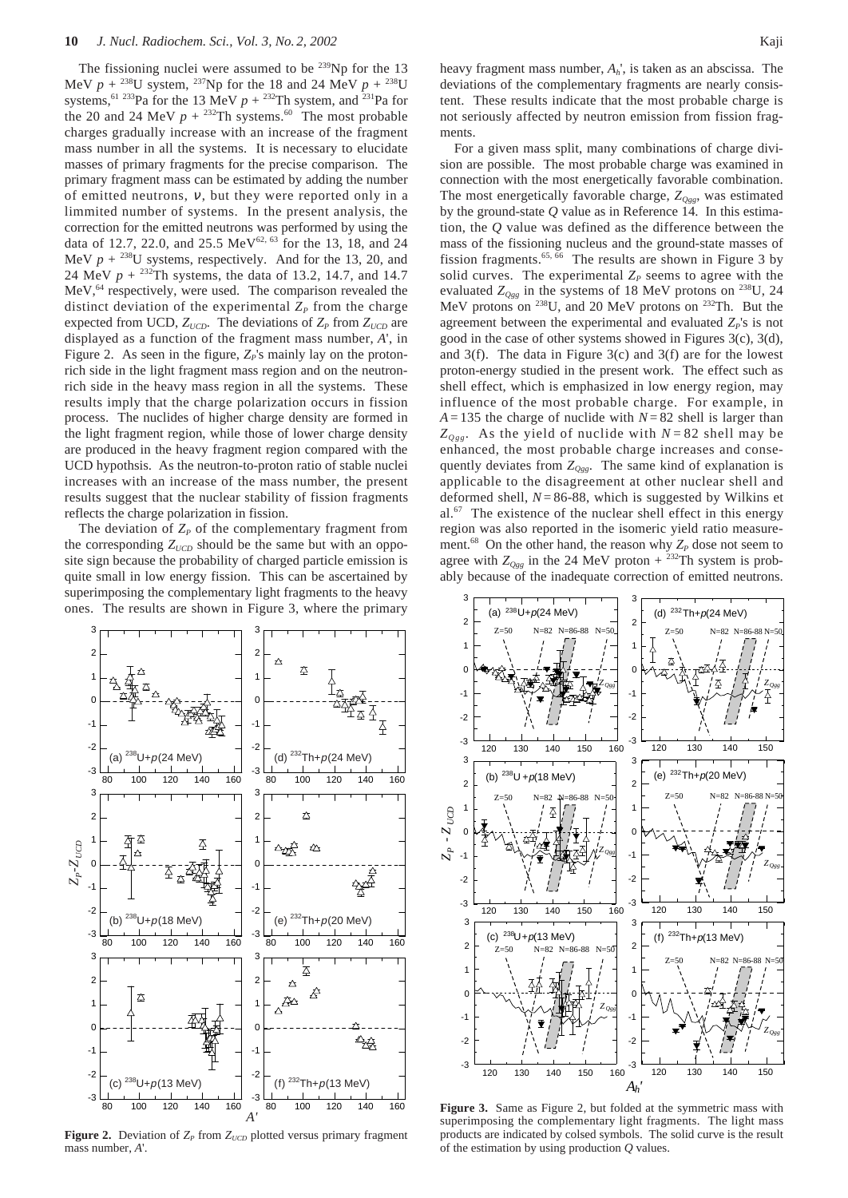The fissioning nuclei were assumed to be $^{239}$Np for the 13 MeV $p$ + $^{238}$U system, $^{237}$Np for the 18 and 24 MeV $p$ + $^{238}$U systems,[61] $^{233}$Pa for the 13 MeV $p$ + $^{232}$Th system, and $^{231}$Pa for the 20 and 24 MeV $p$ + $^{232}$Th systems.[60] The most probable charges gradually increase with an increase of the fragment mass number in all the systems. It is necessary to elucidate masses of primary fragments for the precise comparison. The primary fragment mass can be estimated by adding the number of emitted neutrons, $\nu$, but they were reported only in a limmited number of systems. In the present analysis, the correction for the emitted neutrons was performed by using the data of 12.7, 22.0, and 25.5 MeV[62, 63] for the 13, 18, and 24 MeV $p$ + $^{238}$U systems, respectively. And for the 13, 20, and 24 MeV $p$ + $^{232}$Th systems, the data of 13.2, 14.7, and 14.7 MeV,[64] respectively, were used. The comparison revealed the distinct deviation of the experimental $Z_P$ from the charge expected from UCD, $Z_{UCD}$. The deviations of $Z_P$ from $Z_{UCD}$ are displayed as a function of the fragment mass number, $A'$, in Figure 2. As seen in the figure, $Z_P$'s mainly lay on the proton-rich side in the light fragment mass region and on the neutron-rich side in the heavy mass region in all the systems. These results imply that the charge polarization occurs in fission process. The nuclides of higher charge density are formed in the light fragment region, while those of lower charge density are produced in the heavy fragment region compared with the UCD hypothsis. As the neutron-to-proton ratio of stable nuclei increases with an increase of the mass number, the present results suggest that the nuclear stability of fission fragments reflects the charge polarization in fission.

The deviation of $Z_P$ of the complementary fragment from the corresponding $Z_{UCD}$ should be the same but with an opposite sign because the probability of charged particle emission is quite small in low energy fission. This can be ascertained by superimposing the complementary light fragments to the heavy ones. The results are shown in Figure 3, where the primary heavy fragment mass number, $A_h'$, is taken as an abscissa. The deviations of the complementary fragments are nearly consistent. These results indicate that the most probable charge is not seriously affected by neutron emission from fission fragments.

For a given mass split, many combinations of charge division are possible. The most probable charge was examined in connection with the most energetically favorable combination. The most energetically favorable charge, $Z_{Qgg}$, was estimated by the ground-state $Q$ value as in Reference 14. In this estimation, the $Q$ value was defined as the difference between the mass of the fissioning nucleus and the ground-state masses of fission fragments.[65, 66] The results are shown in Figure 3 by solid curves. The experimental $Z_P$ seems to agree with the evaluated $Z_{Qgg}$ in the systems of 18 MeV protons on $^{238}$U, 24 MeV protons on $^{238}$U, and 20 MeV protons on $^{232}$Th. But the agreement between the experimental and evaluated $Z_P$'s is not good in the case of other systems showed in Figures 3(c), 3(d), and 3(f). The data in Figure 3(c) and 3(f) are for the lowest proton-energy studied in the present work. The effect such as shell effect, which is emphasized in low energy region, may influence of the most probable charge. For example, in $A = 135$ the charge of nuclide with $N = 82$ shell is larger than $Z_{Qgg}$. As the yield of nuclide with $N = 82$ shell may be enhanced, the most probable charge increases and consequently deviates from $Z_{Qgg}$. The same kind of explanation is applicable to the disagreement at other nuclear shell and deformed shell, $N = 86$-$88$, which is suggested by Wilkins et al.[67] The existence of the nuclear shell effect in this energy region was also reported in the isomeric yield ratio measurement.[68] On the other hand, the reason why $Z_P$ dose not seem to agree with $Z_{Qgg}$ in the 24 MeV proton + $^{232}$Th system is probably because of the inadequate correction of emitted neutrons.

**Figure 2.** Deviation of $Z_P$ from $Z_{UCD}$ plotted versus primary fragment mass number, $A'$.

**Figure 3.** Same as Figure 2, but folded at the symmetric mass with superimposing the complementary light fragments. The light mass products are indicated by colsed symbols. The solid curve is the result of the estimation by using production $Q$ values.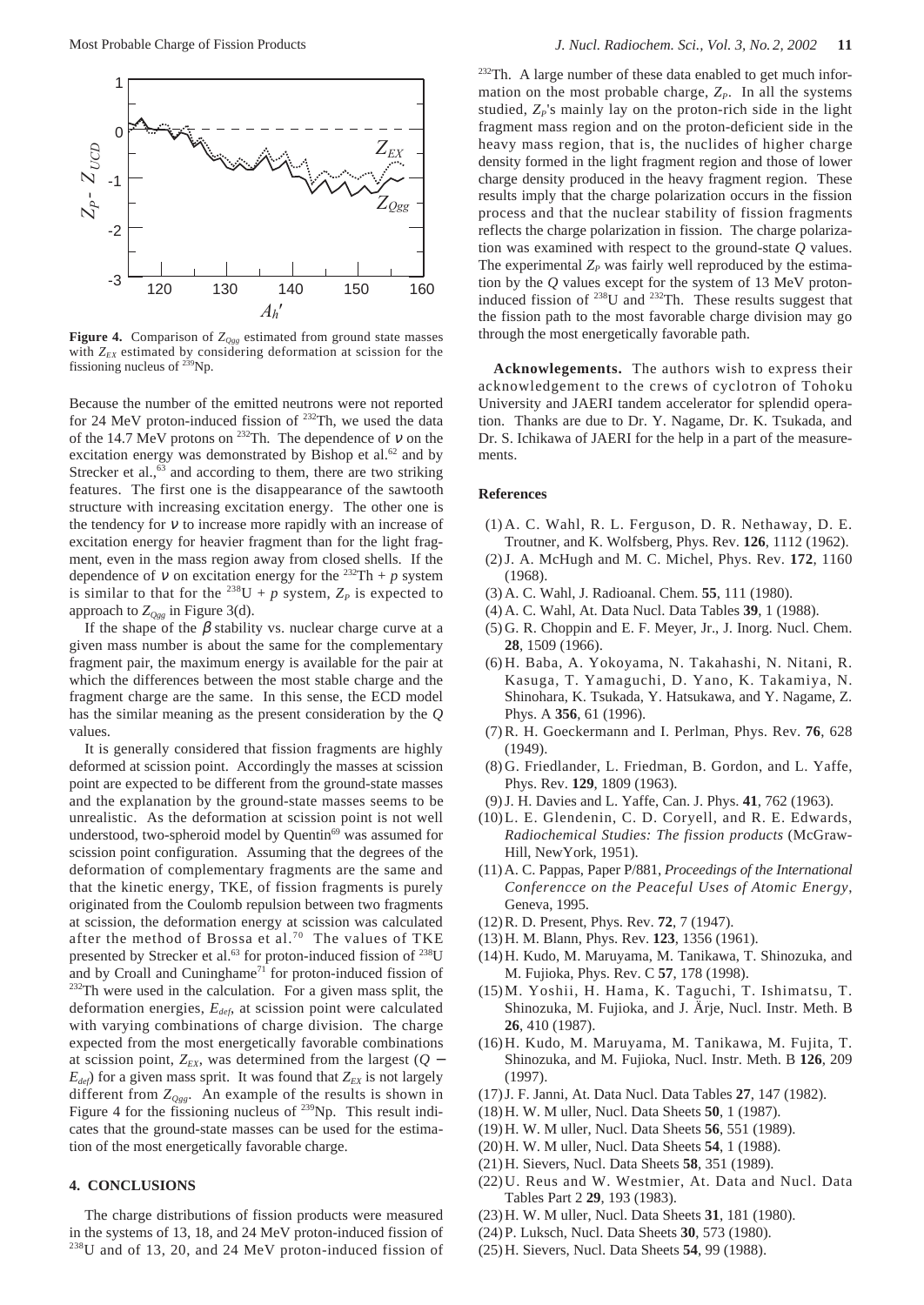**Figure 4.** Comparison of $Z_{Qgg}$ estimated from ground state masses with $Z_{EX}$ estimated by considering deformation at scission for the fissioning nucleus of $^{239}$Np.

Because the number of the emitted neutrons were not reported for 24 MeV proton-induced fission of $^{232}$Th, we used the data of the 14.7 MeV protons on $^{232}$Th. The dependence of $\nu$ on the excitation energy was demonstrated by Bishop et al.[62] and by Strecker et al.,[63] and according to them, there are two striking features. The first one is the disappearance of the sawtooth structure with increasing excitation energy. The other one is the tendency for $\nu$ to increase more rapidly with an increase of excitation energy for heavier fragment than for the light fragment, even in the mass region away from closed shells. If the dependence of $\nu$ on excitation energy for the $^{232}$Th + $p$ system is similar to that for the $^{238}$U + $p$ system, $Z_P$ is expected to approach to $Z_{Qgg}$ in Figure 3(d).

If the shape of the $\beta$ stability vs. nuclear charge curve at a given mass number is about the same for the complementary fragment pair, the maximum energy is available for the pair at which the differences between the most stable charge and the fragment charge are the same. In this sense, the ECD model has the similar meaning as the present consideration by the $Q$ values.

It is generally considered that fission fragments are highly deformed at scission point. Accordingly the masses at scission point are expected to be different from the ground-state masses and the explanation by the ground-state masses seems to be unrealistic. As the deformation at scission point is not well understood, two-spheroid model by Quentin[69] was assumed for scission point configuration. Assuming that the degrees of the deformation of complementary fragments are the same and that the kinetic energy, TKE, of fission fragments is purely originated from the Coulomb repulsion between two fragments at scission, the deformation energy at scission was calculated after the method of Brossa et al.[70] The values of TKE presented by Strecker et al.[63] for proton-induced fission of $^{238}$U and by Croall and Cuninghame[71] for proton-induced fission of $^{232}$Th were used in the calculation. For a given mass split, the deformation energies, $E_{def}$, at scission point were calculated with varying combinations of charge division. The charge expected from the most energetically favorable combinations at scission point, $Z_{EX}$, was determined from the largest ($Q - E_{def}$) for a given mass sprit. It was found that $Z_{EX}$ is not largely different from $Z_{Qgg}$. An example of the results is shown in Figure 4 for the fissioning nucleus of $^{239}$Np. This result indicates that the ground-state masses can be used for the estimation of the most energetically favorable charge.

## 4. CONCLUSIONS

The charge distributions of fission products were measured in the systems of 13, 18, and 24 MeV proton-induced fission of $^{238}$U and of 13, 20, and 24 MeV proton-induced fission of $^{232}$Th. A large number of these data enabled to get much information on the most probable charge, $Z_P$. In all the systems studied, $Z_P$'s mainly lay on the proton-rich side in the light fragment mass region and on the proton-deficient side in the heavy mass region, that is, the nuclides of higher charge density formed in the light fragment region and those of lower charge density produced in the heavy fragment region. These results imply that the charge polarization occurs in the fission process and that the nuclear stability of fission fragments reflects the charge polarization in fission. The charge polarization was examined with respect to the ground-state $Q$ values. The experimental $Z_P$ was fairly well reproduced by the estimation by the $Q$ values except for the system of 13 MeV proton-induced fission of $^{238}$U and $^{232}$Th. These results suggest that the fission path to the most favorable charge division may go through the most energetically favorable path.

**Acknowlegements.** The authors wish to express their acknowledgement to the crews of cyclotron of Tohoku University and JAERI tandem accelerator for splendid operation. Thanks are due to Dr. Y. Nagame, Dr. K. Tsukada, and Dr. S. Ichikawa of JAERI for the help in a part of the measurements.

### References

(1) A. C. Wahl, R. L. Ferguson, D. R. Nethaway, D. E. Troutner, and K. Wolfsberg, Phys. Rev. **126**, 1112 (1962).
(2) J. A. McHugh and M. C. Michel, Phys. Rev. **172**, 1160 (1968).
(3) A. C. Wahl, J. Radioanal. Chem. **55**, 111 (1980).
(4) A. C. Wahl, At. Data Nucl. Data Tables **39**, 1 (1988).
(5) G. R. Choppin and E. F. Meyer, Jr., J. Inorg. Nucl. Chem. **28**, 1509 (1966).
(6) H. Baba, A. Yokoyama, N. Takahashi, N. Nitani, R. Kasuga, T. Yamaguchi, D. Yano, K. Takamiya, N. Shinohara, K. Tsukada, Y. Hatsukawa, and Y. Nagame, Z. Phys. A **356**, 61 (1996).
(7) R. H. Goeckermann and I. Perlman, Phys. Rev. **76**, 628 (1949).
(8) G. Friedlander, L. Friedman, B. Gordon, and L. Yaffe, Phys. Rev. **129**, 1809 (1963).
(9) J. H. Davies and L. Yaffe, Can. J. Phys. **41**, 762 (1963).
(10) L. E. Glendenin, C. D. Coryell, and R. E. Edwards, *Radiochemical Studies: The fission products* (McGraw-Hill, NewYork, 1951).
(11) A. C. Pappas, Paper P/881, *Proceedings of the International Conferencce on the Peaceful Uses of Atomic Energy*, Geneva, 1995.
(12) R. D. Present, Phys. Rev. **72**, 7 (1947).
(13) H. M. Blann, Phys. Rev. **123**, 1356 (1961).
(14) H. Kudo, M. Maruyama, M. Tanikawa, T. Shinozuka, and M. Fujioka, Phys. Rev. C **57**, 178 (1998).
(15) M. Yoshii, H. Hama, K. Taguchi, T. Ishimatsu, T. Shinozuka, M. Fujioka, and J. Ärje, Nucl. Instr. Meth. B **26**, 410 (1987).
(16) H. Kudo, M. Maruyama, M. Tanikawa, M. Fujita, T. Shinozuka, and M. Fujioka, Nucl. Instr. Meth. B **126**, 209 (1997).
(17) J. F. Janni, At. Data Nucl. Data Tables **27**, 147 (1982).
(18) H. W. M uller, Nucl. Data Sheets **50**, 1 (1987).
(19) H. W. M uller, Nucl. Data Sheets **56**, 551 (1989).
(20) H. W. M uller, Nucl. Data Sheets **54**, 1 (1988).
(21) H. Sievers, Nucl. Data Sheets **58**, 351 (1989).
(22) U. Reus and W. Westmier, At. Data and Nucl. Data Tables Part 2 **29**, 193 (1983).
(23) H. W. M uller, Nucl. Data Sheets **31**, 181 (1980).
(24) P. Luksch, Nucl. Data Sheets **30**, 573 (1980).
(25) H. Sievers, Nucl. Data Sheets **54**, 99 (1988).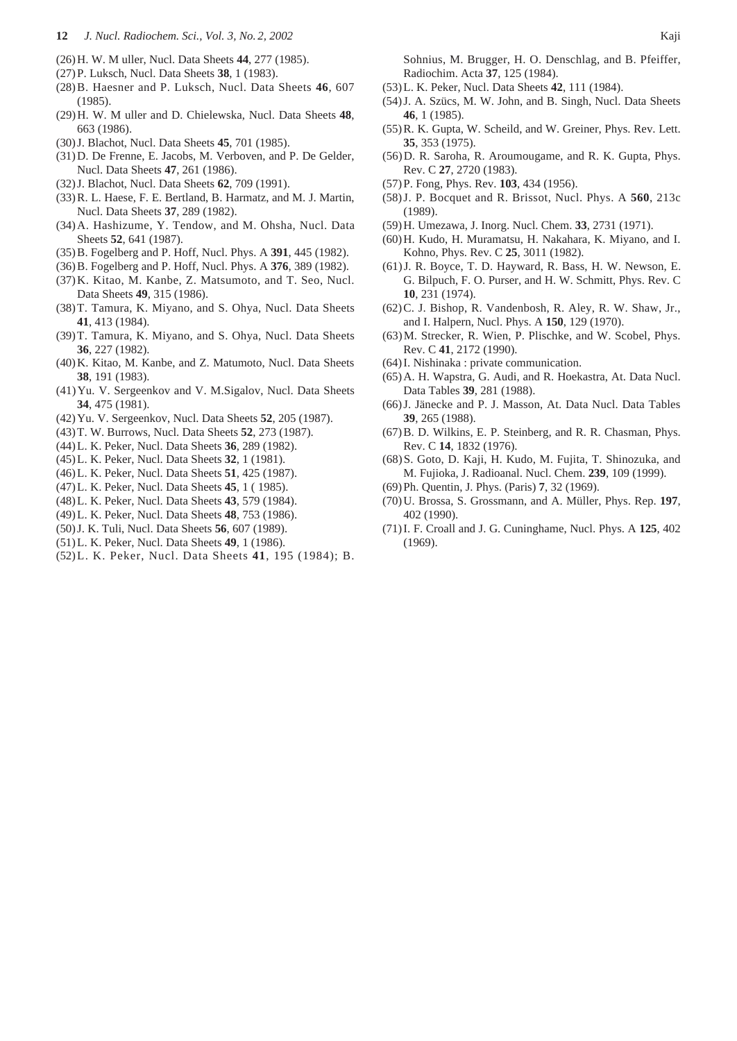(26) H. W. M uller, Nucl. Data Sheets **44**, 277 (1985).
(27) P. Luksch, Nucl. Data Sheets **38**, 1 (1983).
(28) B. Haesner and P. Luksch, Nucl. Data Sheets **46**, 607 (1985).
(29) H. W. M uller and D. Chielewska, Nucl. Data Sheets **48**, 663 (1986).
(30) J. Blachot, Nucl. Data Sheets **45**, 701 (1985).
(31) D. De Frenne, E. Jacobs, M. Verboven, and P. De Gelder, Nucl. Data Sheets **47**, 261 (1986).
(32) J. Blachot, Nucl. Data Sheets **62**, 709 (1991).
(33) R. L. Haese, F. E. Bertland, B. Harmatz, and M. J. Martin, Nucl. Data Sheets **37**, 289 (1982).
(34) A. Hashizume, Y. Tendow, and M. Ohsha, Nucl. Data Sheets **52**, 641 (1987).
(35) B. Fogelberg and P. Hoff, Nucl. Phys. A **391**, 445 (1982).
(36) B. Fogelberg and P. Hoff, Nucl. Phys. A **376**, 389 (1982).
(37) K. Kitao, M. Kanbe, Z. Matsumoto, and T. Seo, Nucl. Data Sheets **49**, 315 (1986).
(38) T. Tamura, K. Miyano, and S. Ohya, Nucl. Data Sheets **41**, 413 (1984).
(39) T. Tamura, K. Miyano, and S. Ohya, Nucl. Data Sheets **36**, 227 (1982).
(40) K. Kitao, M. Kanbe, and Z. Matumoto, Nucl. Data Sheets **38**, 191 (1983).
(41) Yu. V. Sergeenkov and V. M.Sigalov, Nucl. Data Sheets **34**, 475 (1981).
(42) Yu. V. Sergeenkov, Nucl. Data Sheets **52**, 205 (1987).
(43) T. W. Burrows, Nucl. Data Sheets **52**, 273 (1987).
(44) L. K. Peker, Nucl. Data Sheets **36**, 289 (1982).
(45) L. K. Peker, Nucl. Data Sheets **32**, 1 (1981).
(46) L. K. Peker, Nucl. Data Sheets **51**, 425 (1987).
(47) L. K. Peker, Nucl. Data Sheets **45**, 1 ( 1985).
(48) L. K. Peker, Nucl. Data Sheets **43**, 579 (1984).
(49) L. K. Peker, Nucl. Data Sheets **48**, 753 (1986).
(50) J. K. Tuli, Nucl. Data Sheets **56**, 607 (1989).
(51) L. K. Peker, Nucl. Data Sheets **49**, 1 (1986).
(52) L. K. Peker, Nucl. Data Sheets **41**, 195 (1984); B. Sohnius, M. Brugger, H. O. Denschlag, and B. Pfeiffer, Radiochim. Acta **37**, 125 (1984).
(53) L. K. Peker, Nucl. Data Sheets **42**, 111 (1984).
(54) J. A. Szücs, M. W. John, and B. Singh, Nucl. Data Sheets **46**, 1 (1985).
(55) R. K. Gupta, W. Scheild, and W. Greiner, Phys. Rev. Lett. **35**, 353 (1975).
(56) D. R. Saroha, R. Aroumougame, and R. K. Gupta, Phys. Rev. C **27**, 2720 (1983).
(57) P. Fong, Phys. Rev. **103**, 434 (1956).
(58) J. P. Bocquet and R. Brissot, Nucl. Phys. A **560**, 213c (1989).
(59) H. Umezawa, J. Inorg. Nucl. Chem. **33**, 2731 (1971).
(60) H. Kudo, H. Muramatsu, H. Nakahara, K. Miyano, and I. Kohno, Phys. Rev. C **25**, 3011 (1982).
(61) J. R. Boyce, T. D. Hayward, R. Bass, H. W. Newson, E. G. Bilpuch, F. O. Purser, and H. W. Schmitt, Phys. Rev. C **10**, 231 (1974).
(62) C. J. Bishop, R. Vandenbosh, R. Aley, R. W. Shaw, Jr., and I. Halpern, Nucl. Phys. A **150**, 129 (1970).
(63) M. Strecker, R. Wien, P. Plischke, and W. Scobel, Phys. Rev. C **41**, 2172 (1990).
(64) I. Nishinaka : private communication.
(65) A. H. Wapstra, G. Audi, and R. Hoekastra, At. Data Nucl. Data Tables **39**, 281 (1988).
(66) J. Jänecke and P. J. Masson, At. Data Nucl. Data Tables **39**, 265 (1988).
(67) B. D. Wilkins, E. P. Steinberg, and R. R. Chasman, Phys. Rev. C **14**, 1832 (1976).
(68) S. Goto, D. Kaji, H. Kudo, M. Fujita, T. Shinozuka, and M. Fujioka, J. Radioanal. Nucl. Chem. **239**, 109 (1999).
(69) Ph. Quentin, J. Phys. (Paris) **7**, 32 (1969).
(70) U. Brossa, S. Grossmann, and A. Müller, Phys. Rep. **197**, 402 (1990).
(71) I. F. Croall and J. G. Cuninghame, Nucl. Phys. A **125**, 402 (1969).